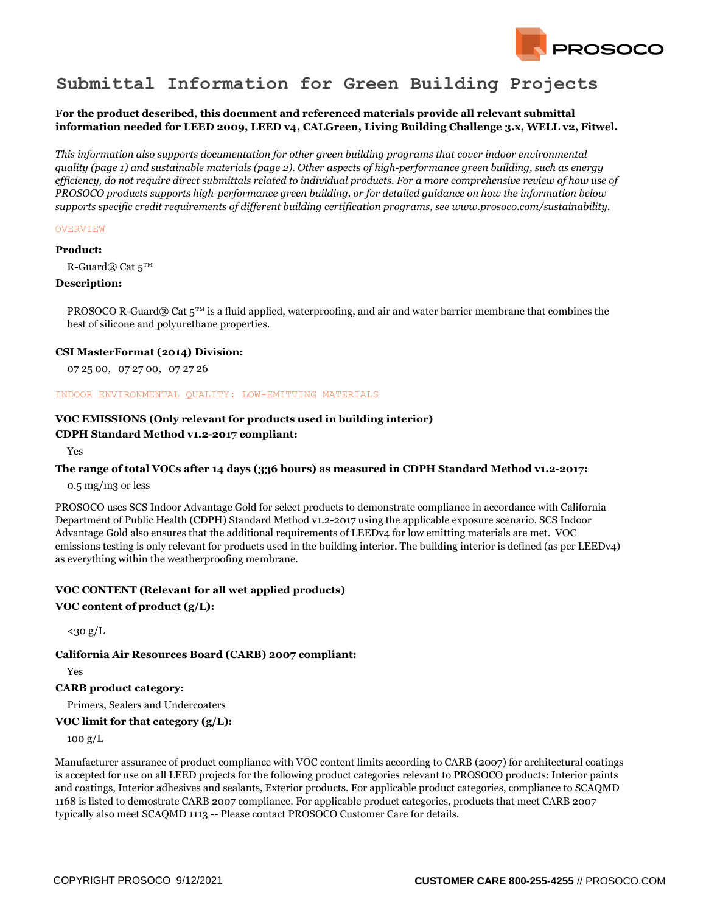# Submittal Information for Green Building Projects

**For the product described, this document and referenced materials provide all relevant submittal information needed for LEED 2009, LEED v4, CALGreen, Living Building Challenge 3.x, WELL v2, Fitwel.**

*This information also supports documentation for other green building programs that cover indoor environmental quality (page 1) and sustainable materials (page 2). Other aspects of high-performance green building, such as energy efficiency, do not require direct submittals related to individual products. For a more comprehensive review of how use of PROSOCO products supports high-performance green building, or for detailed guidance on how the information below supports specific credit requirements of different building certification programs, see www.prosoco.com/sustainability.*

## OVERVIEW

**Product:**

R-Guard® Cat 5™

**Description:**

PROSOCO R-Guard® Cat 5™ is a fluid applied, waterproofing, and air and water barrier membrane that combines the best of silicone and polyurethane properties.

**CSI MasterFormat (2014) Division:**

07 25 00, 07 27 00, 07 27 26

## INDOOR ENVIRONMENTAL QUALITY: LOW-EMITTING MATERIALS

**VOC EMISSIONS (Only relevant for products used in building interior)**

**CDPH Standard Method v1.2-2017 compliant:**

Yes

**The range of total VOCs after 14 days (336 hours) as measured in CDPH Standard Method v1.2-2017:**

0.5 mg/m3 or less

PROSOCO uses SCS Indoor Advantage Gold for select products to demonstrate compliance in accordance with California Department of Public Health (CDPH) Standard Method v1.2-2017 using the applicable exposure scenario. SCS Indoor Advantage Gold also ensures that the additional requirements of LEEDv4 for low emitting materials are met. VOC emissions testing is only relevant for products used in the building interior. The building interior is defined (as per LEEDv4) as everything within the weatherproofing membrane.

**VOC CONTENT (Relevant for all wet applied products)**

**VOC content of product (g/L):**

<30 g/L

**California Air Resources Board (CARB) 2007 compliant:**

Yes

**CARB product category:**

Primers, Sealers and Undercoaters

**VOC limit for that category (g/L):**

100 g/L

Manufacturer assurance of product compliance with VOC content limits according to CARB (2007) for architectural coatings is accepted for use on all LEED projects for the following product categories relevant to PROSOCO products: Interior paints and coatings, Interior adhesives and sealants, Exterior products. For applicable product categories, compliance to SCAQMD 1168 is listed to demostrate CARB 2007 compliance. For applicable product categories, products that meet CARB 2007 typically also meet SCAQMD 1113 -- Please contact PROSOCO Customer Care for details.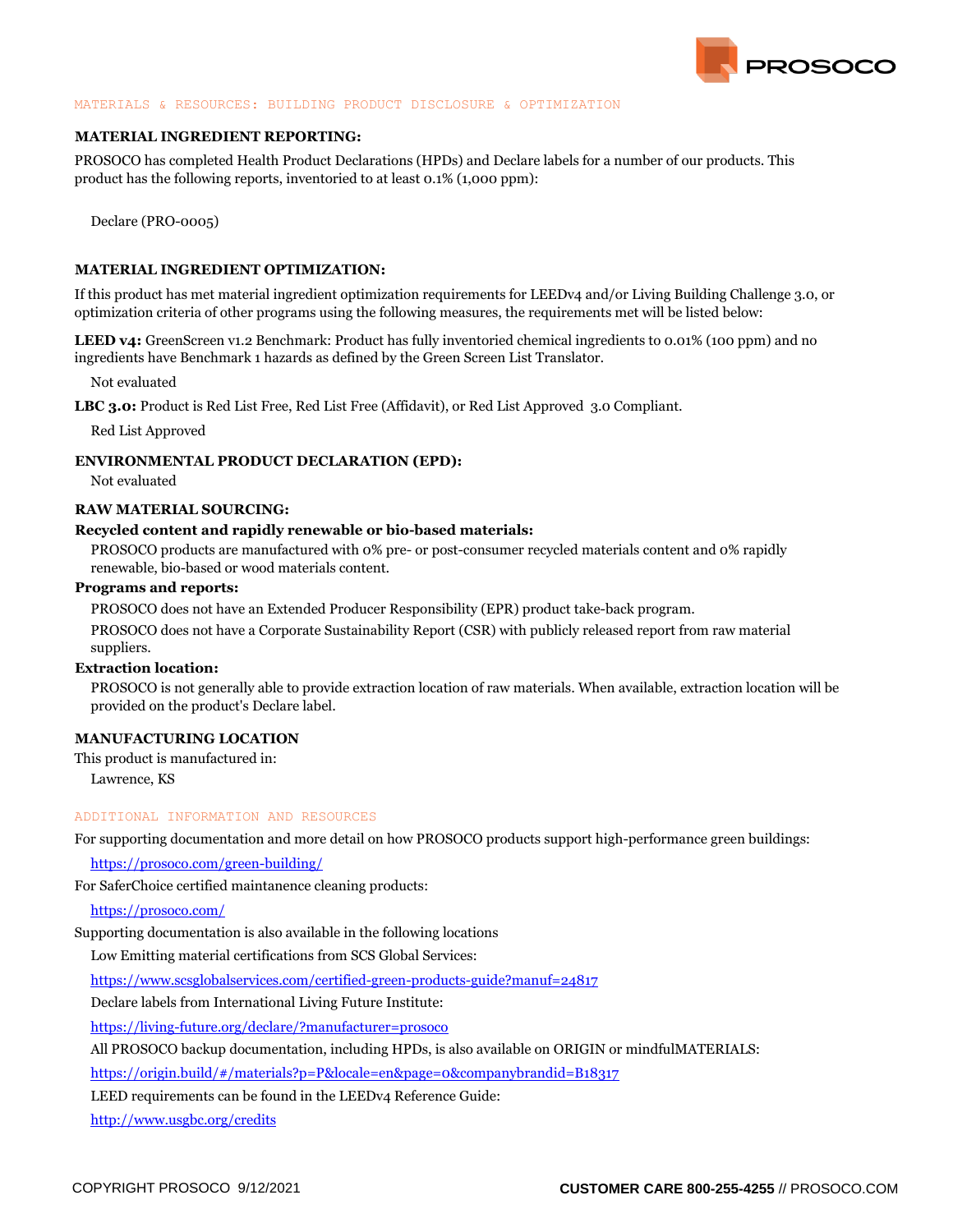## MATERIALS & RESOURCES: BUILDING PRODUCT DISCLOSURE & OPTIMIZATION

### MATERIAL INGREDIENT REPORTING:

PROSOCO has completed Health Product Declarations (HPDs) and Declare labels for a number of our products. This product has the following reports, inventoried to at least 0.1% (1,000 ppm):

Declare (PRO-0005)

### MATERIAL INGREDIENT OPTIMIZATION:

If this product has met material ingredient optimization requirements for LEEDv4 and/or Living Building Challenge 3.0, or optimization criteria of other programs using the following measures, the requirements met will be listed below:

**LEED v4:** GreenScreen v1.2 Benchmark: Product has fully inventoried chemical ingredients to 0.01% (100 ppm) and no ingredients have Benchmark 1 hazards as defined by the Green Screen List Translator.

Not evaluated

**LBC 3.0:** Product is Red List Free, Red List Free (Affidavit), or Red List Approved 3.0 Compliant.

Red List Approved

### ENVIRONMENTAL PRODUCT DECLARATION (EPD):

Not evaluated

### RAW MATERIAL SOURCING:

**Recycled content and rapidly renewable or bio-based materials:**

PROSOCO products are manufactured with 0% pre- or post-consumer recycled materials content and 0% rapidly renewable, bio-based or wood materials content.

**Programs and reports:**

PROSOCO does not have an Extended Producer Responsibility (EPR) product take-back program.

PROSOCO does not have a Corporate Sustainability Report (CSR) with publicly released report from raw material suppliers.

**Extraction location:**

PROSOCO is not generally able to provide extraction location of raw materials. When available, extraction location will be provided on the product's Declare label.

### MANUFACTURING LOCATION

This product is manufactured in:

Lawrence, KS

## ADDITIONAL INFORMATION AND RESOURCES

For supporting documentation and more detail on how PROSOCO products support high-performance green buildings:

https://prosoco.com/green-building/

For SaferChoice certified maintanence cleaning products:

https://prosoco.com/

Supporting documentation is also available in the following locations

Low Emitting material certifications from SCS Global Services:

https://www.scsglobalservices.com/certified-green-products-guide?manuf=24817

Declare labels from International Living Future Institute:

https://living-future.org/declare/?manufacturer=prosoco

All PROSOCO backup documentation, including HPDs, is also available on ORIGIN or mindfulMATERIALS:

https://origin.build/#/materials?p=P&locale=en&page=0&companybrandid=B18317

LEED requirements can be found in the LEEDv4 Reference Guide:

http://www.usgbc.org/credits

COPYRIGHT PROSOCO 9/12/2021

**CUSTOMER CARE 800-255-4255** // PROSOCO.COM